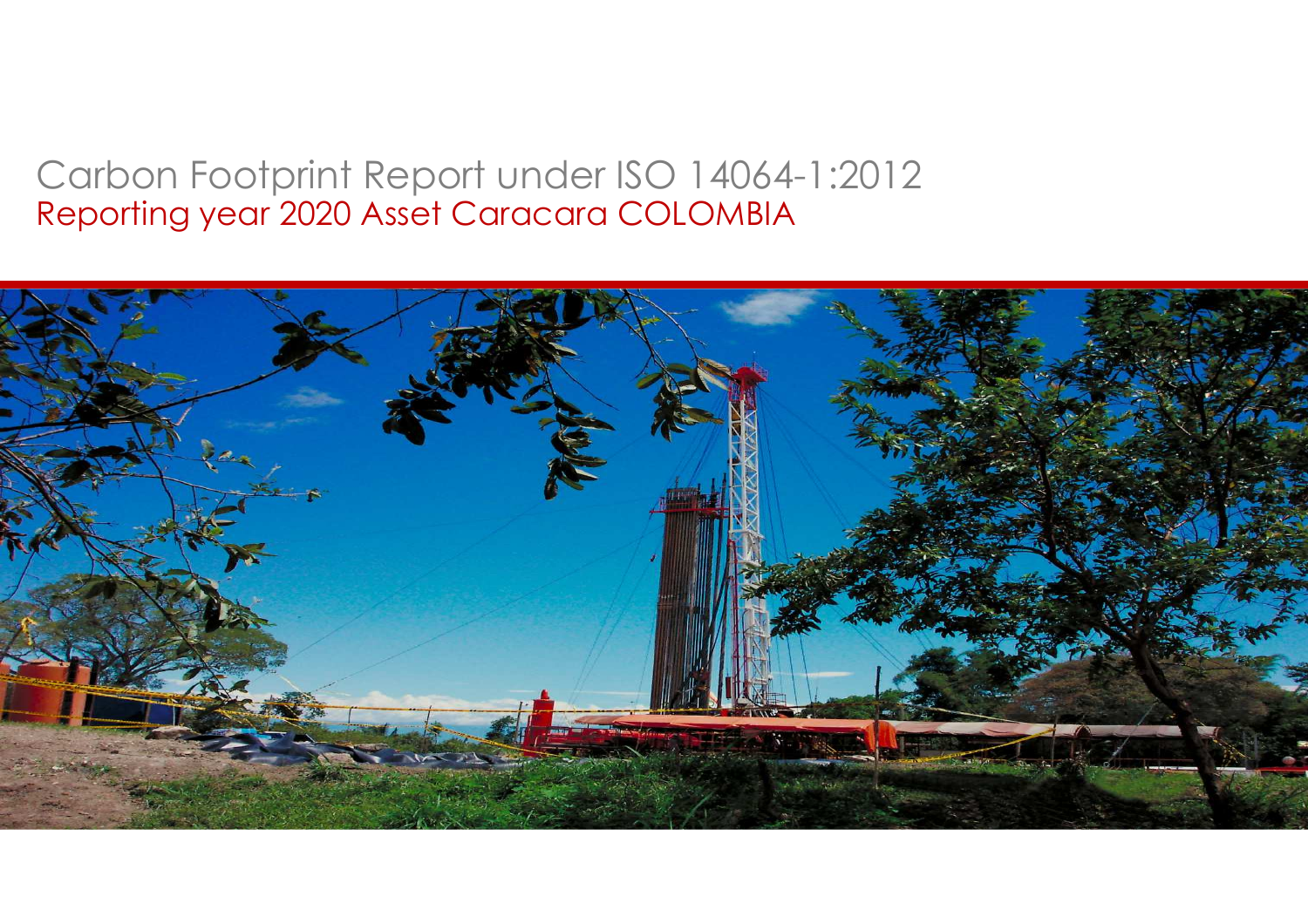# Carbon Footprint Report under ISO 14064-1:2012

## Reporting year 2020 Asset Caracara COLOMBIA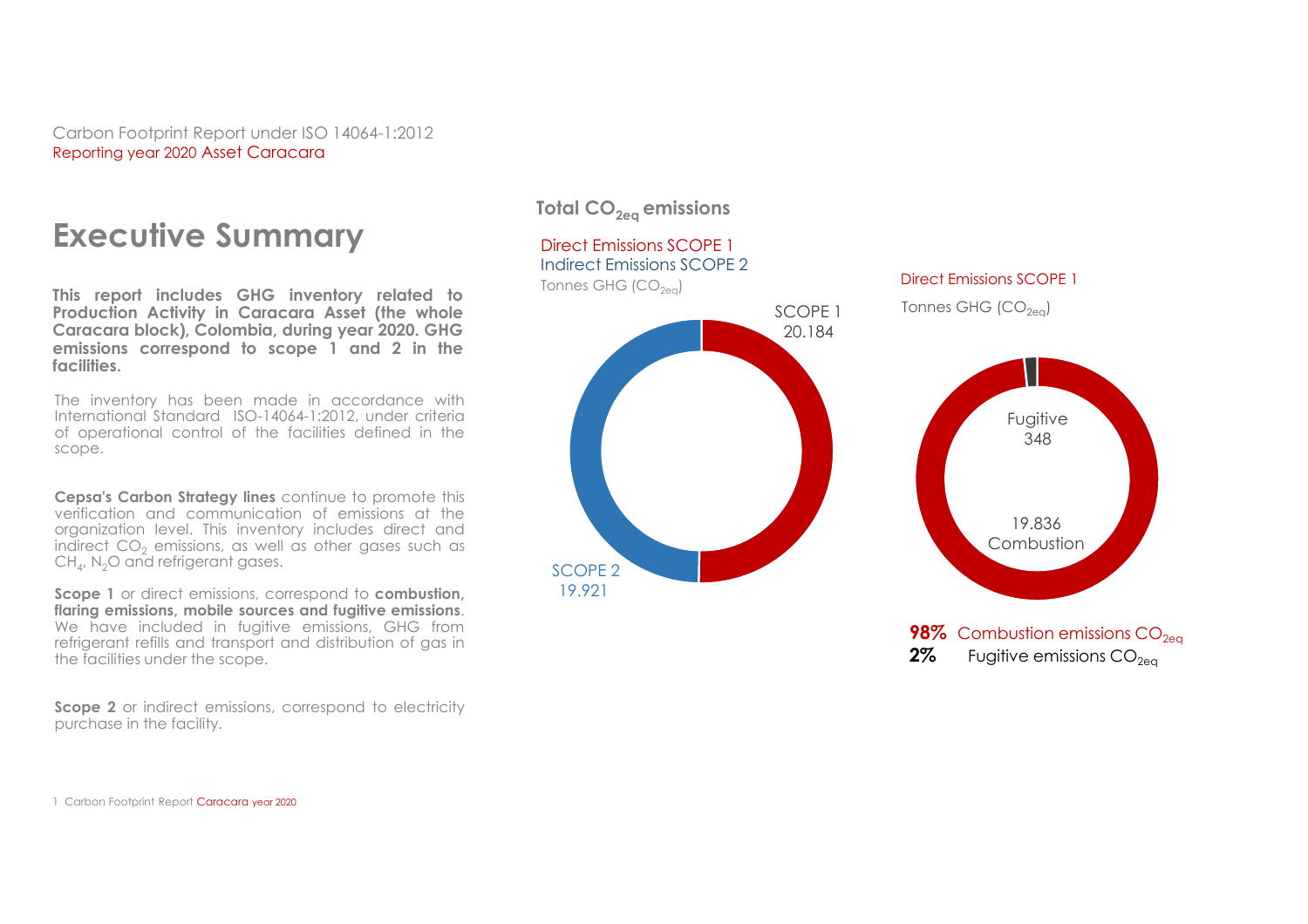Carbon Footprint Report under ISO 14064-1:2012
Reporting year 2020 Asset Caracara

# Executive Summary

**This report includes GHG inventory related to Production Activity in Caracara Asset (the whole Caracara block), Colombia, during year 2020. GHG emissions correspond to scope 1 and 2 in the facilities.**

The inventory has been made in accordance with International Standard ISO-14064-1:2012, under criteria of operational control of the facilities defined in the scope.

**Cepsa's Carbon Strategy lines** continue to promote this verification and communication of emissions at the organization level. This inventory includes direct and indirect $CO_2$ emissions, as well as other gases such as $CH_4$, $N_2O$ and refrigerant gases.

**Scope 1** or direct emissions, correspond to **combustion, flaring emissions, mobile sources and fugitive emissions**. We have included in fugitive emissions, GHG from refrigerant refills and transport and distribution of gas in the facilities under the scope.

**Scope 2** or indirect emissions, correspond to electricity purchase in the facility.

## Total $CO_{2eq}$ emissions

Direct Emissions SCOPE 1
Indirect Emissions SCOPE 2
Tonnes GHG ($CO_{2eq}$)

SCOPE 1
20.184

SCOPE 2
19.921

Direct Emissions SCOPE 1
Tonnes GHG ($CO_{2eq}$)

Fugitive
348

19.836
Combustion

**98%** Combustion emissions $CO_{2eq}$
**2%** Fugitive emissions $CO_{2eq}$